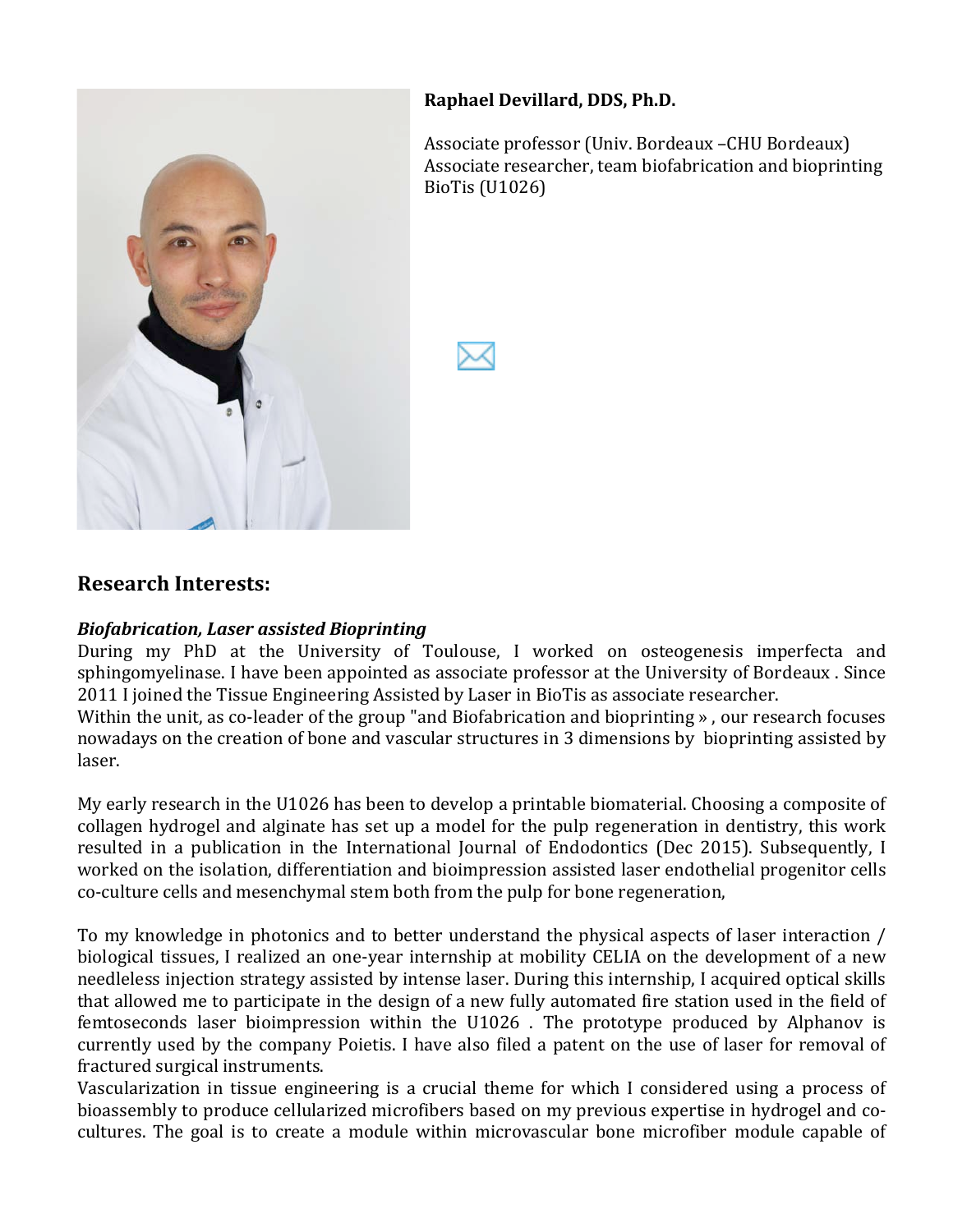**Raphael Devillard, DDS, Ph.D.**

Associate professor (Univ. Bordeaux –CHU Bordeaux)
Associate researcher, team biofabrication and bioprinting BioTis (U1026)

## Research Interests:

***Biofabrication, Laser assisted Bioprinting***

During my PhD at the University of Toulouse, I worked on osteogenesis imperfecta and sphingomyelinase. I have been appointed as associate professor at the University of Bordeaux . Since 2011 I joined the Tissue Engineering Assisted by Laser in BioTis as associate researcher.
Within the unit, as co-leader of the group "and Biofabrication and bioprinting » , our research focuses nowadays on the creation of bone and vascular structures in 3 dimensions by bioprinting assisted by laser.

My early research in the U1026 has been to develop a printable biomaterial. Choosing a composite of collagen hydrogel and alginate has set up a model for the pulp regeneration in dentistry, this work resulted in a publication in the International Journal of Endodontics (Dec 2015). Subsequently, I worked on the isolation, differentiation and bioimpression assisted laser endothelial progenitor cells co-culture cells and mesenchymal stem both from the pulp for bone regeneration,

To my knowledge in photonics and to better understand the physical aspects of laser interaction / biological tissues, I realized an one-year internship at mobility CELIA on the development of a new needleless injection strategy assisted by intense laser. During this internship, I acquired optical skills that allowed me to participate in the design of a new fully automated fire station used in the field of femtoseconds laser bioimpression within the U1026 . The prototype produced by Alphanov is currently used by the company Poietis. I have also filed a patent on the use of laser for removal of fractured surgical instruments.
Vascularization in tissue engineering is a crucial theme for which I considered using a process of bioassembly to produce cellularized microfibers based on my previous expertise in hydrogel and co-cultures. The goal is to create a module within microvascular bone microfiber module capable of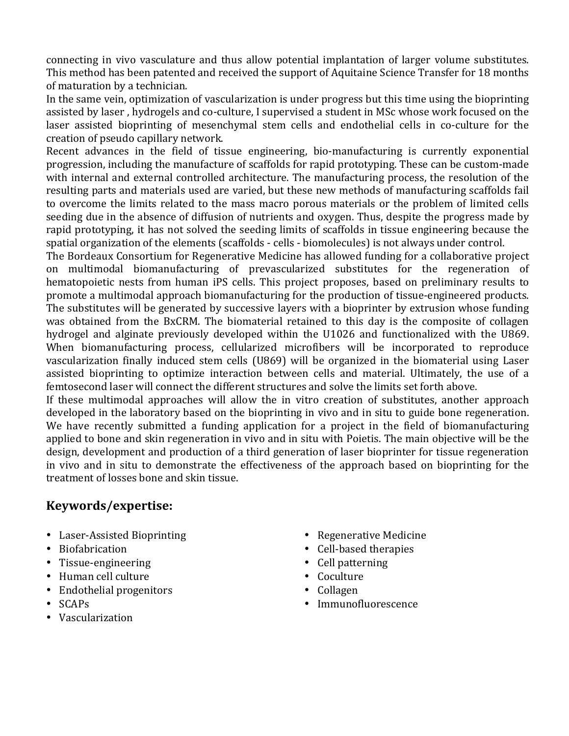connecting in vivo vasculature and thus allow potential implantation of larger volume substitutes. This method has been patented and received the support of Aquitaine Science Transfer for 18 months of maturation by a technician.

In the same vein, optimization of vascularization is under progress but this time using the bioprinting assisted by laser , hydrogels and co-culture, I supervised a student in MSc whose work focused on the laser assisted bioprinting of mesenchymal stem cells and endothelial cells in co-culture for the creation of pseudo capillary network.

Recent advances in the field of tissue engineering, bio-manufacturing is currently exponential progression, including the manufacture of scaffolds for rapid prototyping. These can be custom-made with internal and external controlled architecture. The manufacturing process, the resolution of the resulting parts and materials used are varied, but these new methods of manufacturing scaffolds fail to overcome the limits related to the mass macro porous materials or the problem of limited cells seeding due in the absence of diffusion of nutrients and oxygen. Thus, despite the progress made by rapid prototyping, it has not solved the seeding limits of scaffolds in tissue engineering because the spatial organization of the elements (scaffolds - cells - biomolecules) is not always under control.

The Bordeaux Consortium for Regenerative Medicine has allowed funding for a collaborative project on multimodal biomanufacturing of prevascularized substitutes for the regeneration of hematopoietic nests from human iPS cells. This project proposes, based on preliminary results to promote a multimodal approach biomanufacturing for the production of tissue-engineered products. The substitutes will be generated by successive layers with a bioprinter by extrusion whose funding was obtained from the BxCRM. The biomaterial retained to this day is the composite of collagen hydrogel and alginate previously developed within the U1026 and functionalized with the U869. When biomanufacturing process, cellularized microfibers will be incorporated to reproduce vascularization finally induced stem cells (U869) will be organized in the biomaterial using Laser assisted bioprinting to optimize interaction between cells and material. Ultimately, the use of a femtosecond laser will connect the different structures and solve the limits set forth above.

If these multimodal approaches will allow the in vitro creation of substitutes, another approach developed in the laboratory based on the bioprinting in vivo and in situ to guide bone regeneration. We have recently submitted a funding application for a project in the field of biomanufacturing applied to bone and skin regeneration in vivo and in situ with Poietis. The main objective will be the design, development and production of a third generation of laser bioprinter for tissue regeneration in vivo and in situ to demonstrate the effectiveness of the approach based on bioprinting for the treatment of losses bone and skin tissue.

## Keywords/expertise:

- Laser-Assisted Bioprinting
- Biofabrication
- Tissue-engineering
- Human cell culture
- Endothelial progenitors
- SCAPs
- Vascularization
- Regenerative Medicine
- Cell-based therapies
- Cell patterning
- Coculture
- Collagen
- Immunofluorescence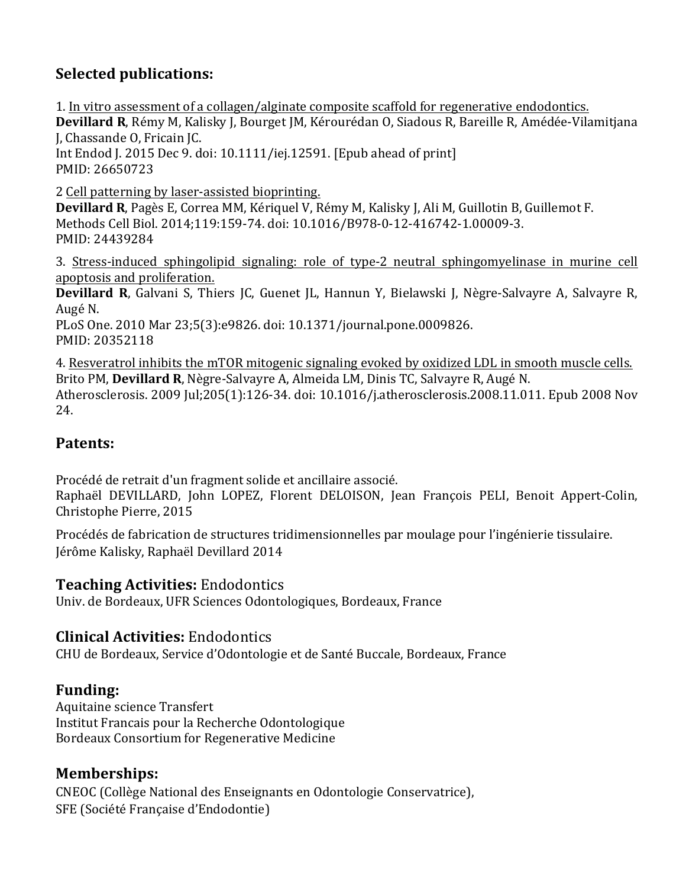## Selected publications:

1. In vitro assessment of a collagen/alginate composite scaffold for regenerative endodontics.
**Devillard R**, Rémy M, Kalisky J, Bourget JM, Kérourédan O, Siadous R, Bareille R, Amédée-Vilamitjana J, Chassande O, Fricain JC.
Int Endod J. 2015 Dec 9. doi: 10.1111/iej.12591. [Epub ahead of print]
PMID: 26650723

2 Cell patterning by laser-assisted bioprinting.
**Devillard R**, Pagès E, Correa MM, Kériquel V, Rémy M, Kalisky J, Ali M, Guillotin B, Guillemot F.
Methods Cell Biol. 2014;119:159-74. doi: 10.1016/B978-0-12-416742-1.00009-3.
PMID: 24439284

3. Stress-induced sphingolipid signaling: role of type-2 neutral sphingomyelinase in murine cell apoptosis and proliferation.
**Devillard R**, Galvani S, Thiers JC, Guenet JL, Hannun Y, Bielawski J, Nègre-Salvayre A, Salvayre R, Augé N.
PLoS One. 2010 Mar 23;5(3):e9826. doi: 10.1371/journal.pone.0009826.
PMID: 20352118

4. Resveratrol inhibits the mTOR mitogenic signaling evoked by oxidized LDL in smooth muscle cells.
Brito PM, **Devillard R**, Nègre-Salvayre A, Almeida LM, Dinis TC, Salvayre R, Augé N.
Atherosclerosis. 2009 Jul;205(1):126-34. doi: 10.1016/j.atherosclerosis.2008.11.011. Epub 2008 Nov 24.

## Patents:

Procédé de retrait d'un fragment solide et ancillaire associé.
Raphaël DEVILLARD, John LOPEZ, Florent DELOISON, Jean François PELI, Benoit Appert-Colin, Christophe Pierre, 2015

Procédés de fabrication de structures tridimensionnelles par moulage pour l'ingénierie tissulaire.
Jérôme Kalisky, Raphaël Devillard 2014

## Teaching Activities: Endodontics

Univ. de Bordeaux, UFR Sciences Odontologiques, Bordeaux, France

## Clinical Activities: Endodontics

CHU de Bordeaux, Service d'Odontologie et de Santé Buccale, Bordeaux, France

## Funding:

Aquitaine science Transfert
Institut Francais pour la Recherche Odontologique
Bordeaux Consortium for Regenerative Medicine

## Memberships:

CNEOC (Collège National des Enseignants en Odontologie Conservatrice),
SFE (Société Française d'Endodontie)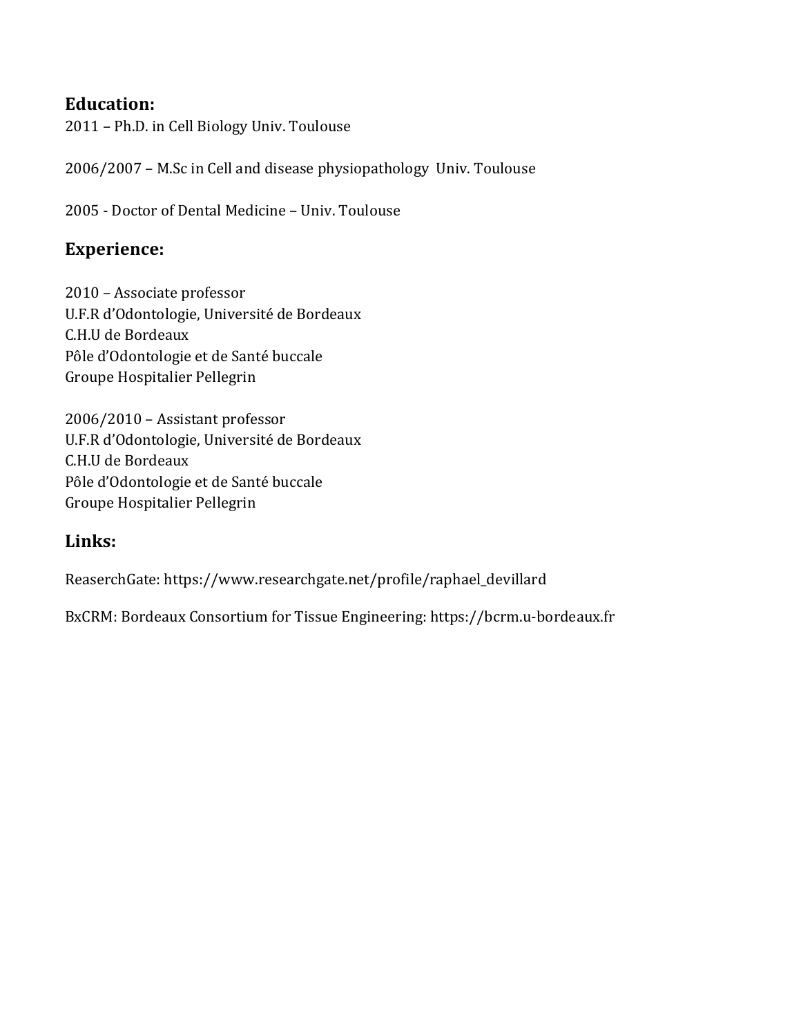## Education:

2011 – Ph.D. in Cell Biology Univ. Toulouse

2006/2007 – M.Sc in Cell and disease physiopathology Univ. Toulouse

2005 - Doctor of Dental Medicine – Univ. Toulouse

## Experience:

2010 – Associate professor
U.F.R d'Odontologie, Université de Bordeaux
C.H.U de Bordeaux
Pôle d'Odontologie et de Santé buccale
Groupe Hospitalier Pellegrin

2006/2010 – Assistant professor
U.F.R d'Odontologie, Université de Bordeaux
C.H.U de Bordeaux
Pôle d'Odontologie et de Santé buccale
Groupe Hospitalier Pellegrin

## Links:

ReaserchGate: https://www.researchgate.net/profile/raphael_devillard

BxCRM: Bordeaux Consortium for Tissue Engineering: https://bcrm.u-bordeaux.fr